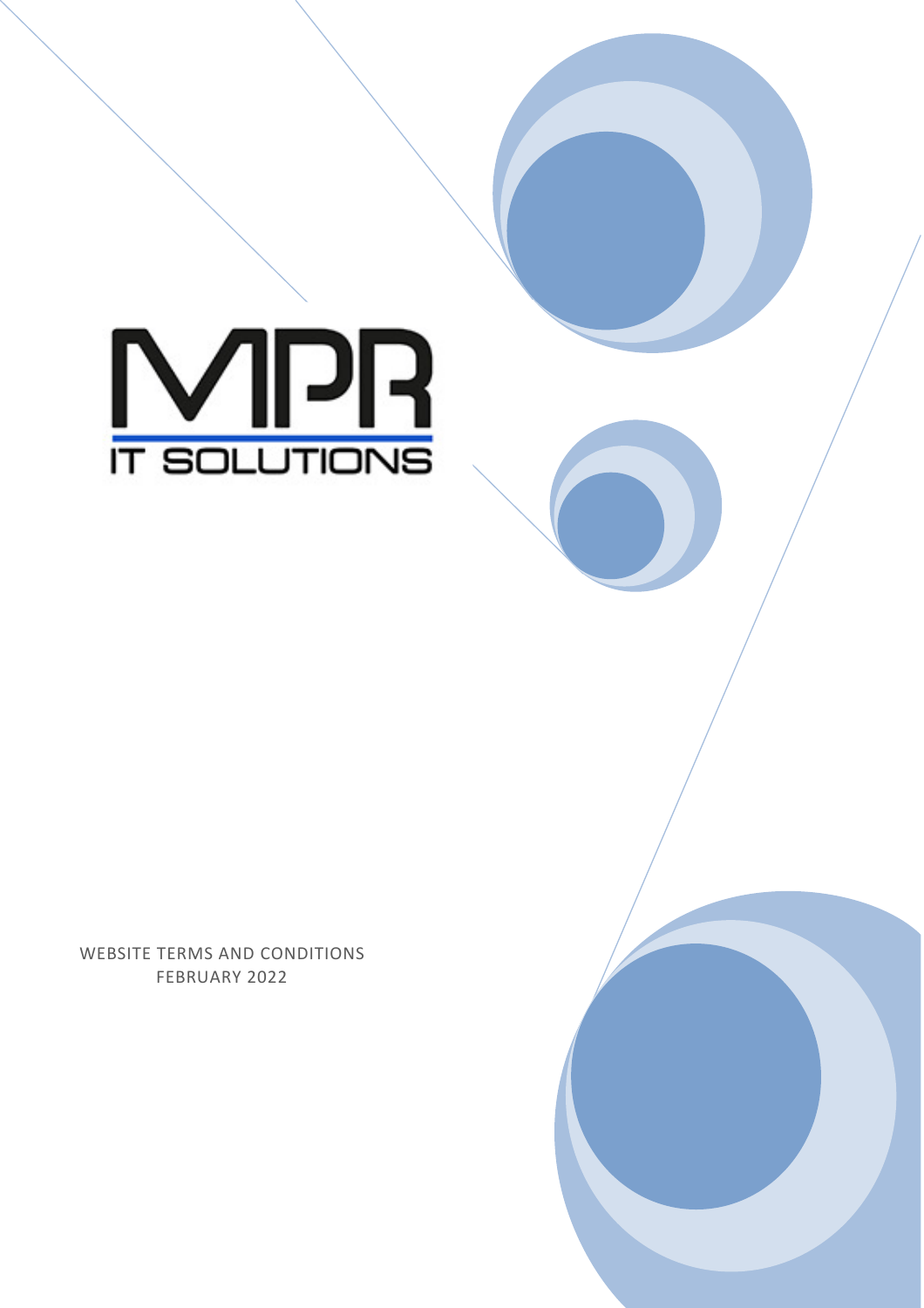MPR
IT SOLUTIONS

WEBSITE TERMS AND CONDITIONS
FEBRUARY 2022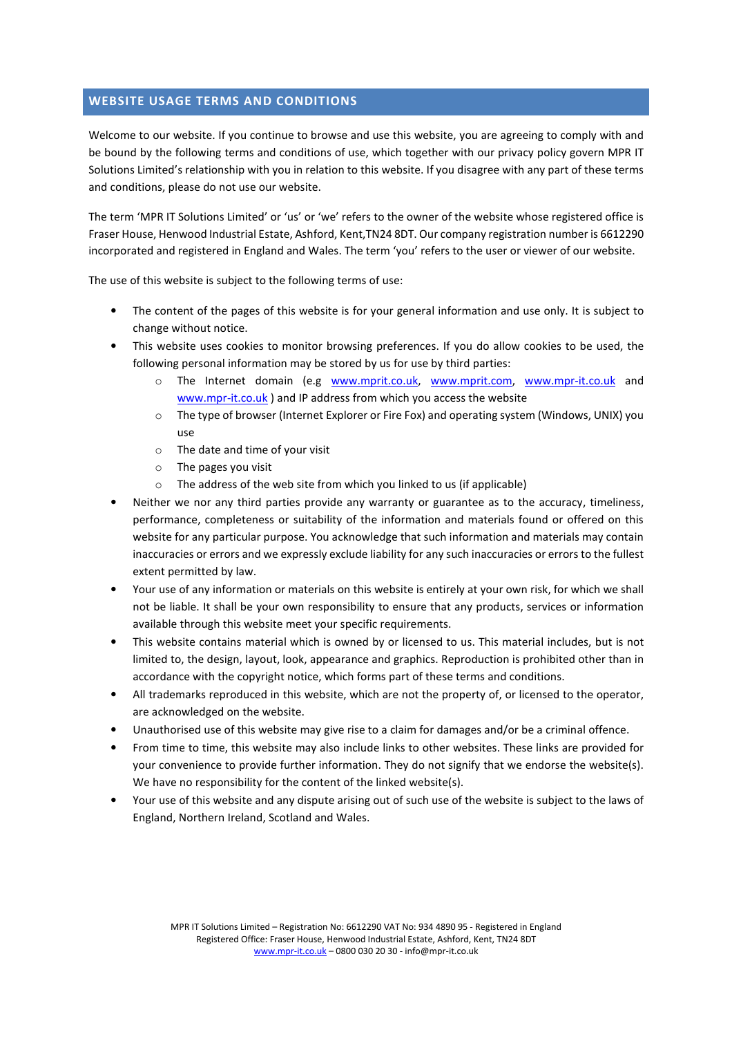## WEBSITE USAGE TERMS AND CONDITIONS

Welcome to our website. If you continue to browse and use this website, you are agreeing to comply with and be bound by the following terms and conditions of use, which together with our privacy policy govern MPR IT Solutions Limited's relationship with you in relation to this website. If you disagree with any part of these terms and conditions, please do not use our website.

The term 'MPR IT Solutions Limited' or 'us' or 'we' refers to the owner of the website whose registered office is Fraser House, Henwood Industrial Estate, Ashford, Kent,TN24 8DT. Our company registration number is 6612290 incorporated and registered in England and Wales. The term 'you' refers to the user or viewer of our website.

The use of this website is subject to the following terms of use:

- The content of the pages of this website is for your general information and use only. It is subject to change without notice.
- This website uses cookies to monitor browsing preferences. If you do allow cookies to be used, the following personal information may be stored by us for use by third parties:
  - The Internet domain (e.g www.mprit.co.uk, www.mprit.com, www.mpr-it.co.uk and www.mpr-it.co.uk ) and IP address from which you access the website
  - The type of browser (Internet Explorer or Fire Fox) and operating system (Windows, UNIX) you use
  - The date and time of your visit
  - The pages you visit
  - The address of the web site from which you linked to us (if applicable)
- Neither we nor any third parties provide any warranty or guarantee as to the accuracy, timeliness, performance, completeness or suitability of the information and materials found or offered on this website for any particular purpose. You acknowledge that such information and materials may contain inaccuracies or errors and we expressly exclude liability for any such inaccuracies or errors to the fullest extent permitted by law.
- Your use of any information or materials on this website is entirely at your own risk, for which we shall not be liable. It shall be your own responsibility to ensure that any products, services or information available through this website meet your specific requirements.
- This website contains material which is owned by or licensed to us. This material includes, but is not limited to, the design, layout, look, appearance and graphics. Reproduction is prohibited other than in accordance with the copyright notice, which forms part of these terms and conditions.
- All trademarks reproduced in this website, which are not the property of, or licensed to the operator, are acknowledged on the website.
- Unauthorised use of this website may give rise to a claim for damages and/or be a criminal offence.
- From time to time, this website may also include links to other websites. These links are provided for your convenience to provide further information. They do not signify that we endorse the website(s). We have no responsibility for the content of the linked website(s).
- Your use of this website and any dispute arising out of such use of the website is subject to the laws of England, Northern Ireland, Scotland and Wales.